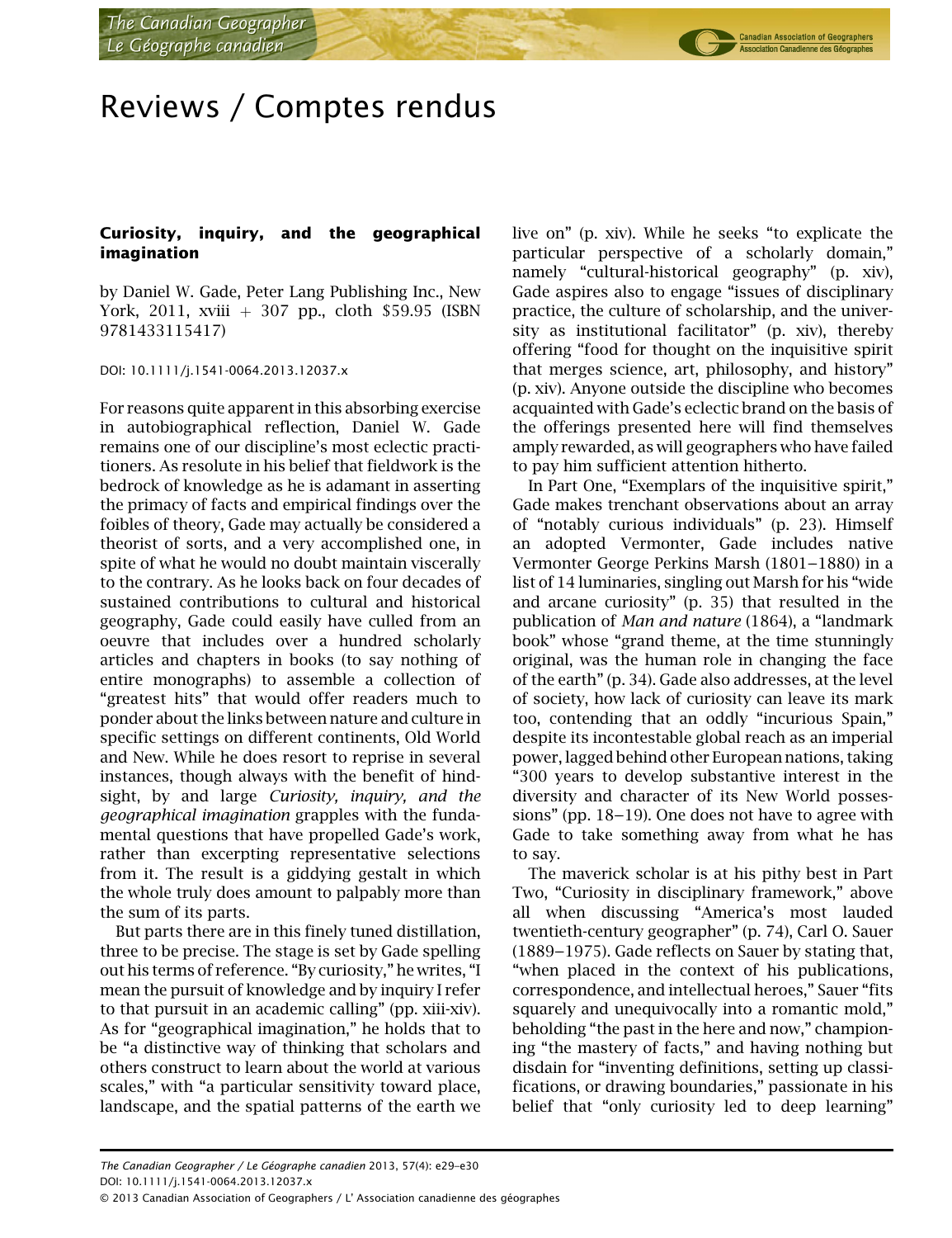# Reviews / Comptes rendus

## Curiosity, inquiry, and the geographical imagination

by Daniel W. Gade, Peter Lang Publishing Inc., New York, 2011, xviii + 307 pp., cloth $59.95 (ISBN 9781433115417)

DOI: 10.1111/j.1541-0064.2013.12037.x

For reasons quite apparent in this absorbing exercise in autobiographical reflection, Daniel W. Gade remains one of our discipline's most eclectic practitioners. As resolute in his belief that fieldwork is the bedrock of knowledge as he is adamant in asserting the primacy of facts and empirical findings over the foibles of theory, Gade may actually be considered a theorist of sorts, and a very accomplished one, in spite of what he would no doubt maintain viscerally to the contrary. As he looks back on four decades of sustained contributions to cultural and historical geography, Gade could easily have culled from an oeuvre that includes over a hundred scholarly articles and chapters in books (to say nothing of entire monographs) to assemble a collection of "greatest hits" that would offer readers much to ponder about the links between nature and culture in specific settings on different continents, Old World and New. While he does resort to reprise in several instances, though always with the benefit of hindsight, by and large *Curiosity, inquiry, and the geographical imagination* grapples with the fundamental questions that have propelled Gade's work, rather than excerpting representative selections from it. The result is a giddying gestalt in which the whole truly does amount to palpably more than the sum of its parts.

But parts there are in this finely tuned distillation, three to be precise. The stage is set by Gade spelling out his terms of reference. "By curiosity," he writes, "I mean the pursuit of knowledge and by inquiry I refer to that pursuit in an academic calling" (pp. xiii-xiv). As for "geographical imagination," he holds that to be "a distinctive way of thinking that scholars and others construct to learn about the world at various scales," with "a particular sensitivity toward place, landscape, and the spatial patterns of the earth we live on" (p. xiv). While he seeks "to explicate the particular perspective of a scholarly domain," namely "cultural-historical geography" (p. xiv), Gade aspires also to engage "issues of disciplinary practice, the culture of scholarship, and the university as institutional facilitator" (p. xiv), thereby offering "food for thought on the inquisitive spirit that merges science, art, philosophy, and history" (p. xiv). Anyone outside the discipline who becomes acquainted with Gade's eclectic brand on the basis of the offerings presented here will find themselves amply rewarded, as will geographers who have failed to pay him sufficient attention hitherto.

In Part One, "Exemplars of the inquisitive spirit," Gade makes trenchant observations about an array of "notably curious individuals" (p. 23). Himself an adopted Vermonter, Gade includes native Vermonter George Perkins Marsh (1801–1880) in a list of 14 luminaries, singling out Marsh for his "wide and arcane curiosity" (p. 35) that resulted in the publication of *Man and nature* (1864), a "landmark book" whose "grand theme, at the time stunningly original, was the human role in changing the face of the earth" (p. 34). Gade also addresses, at the level of society, how lack of curiosity can leave its mark too, contending that an oddly "incurious Spain," despite its incontestable global reach as an imperial power, lagged behind other European nations, taking "300 years to develop substantive interest in the diversity and character of its New World possessions" (pp. 18–19). One does not have to agree with Gade to take something away from what he has to say.

The maverick scholar is at his pithy best in Part Two, "Curiosity in disciplinary framework," above all when discussing "America's most lauded twentieth-century geographer" (p. 74), Carl O. Sauer (1889–1975). Gade reflects on Sauer by stating that, "when placed in the context of his publications, correspondence, and intellectual heroes," Sauer "fits squarely and unequivocally into a romantic mold," beholding "the past in the here and now," championing "the mastery of facts," and having nothing but disdain for "inventing definitions, setting up classifications, or drawing boundaries," passionate in his belief that "only curiosity led to deep learning"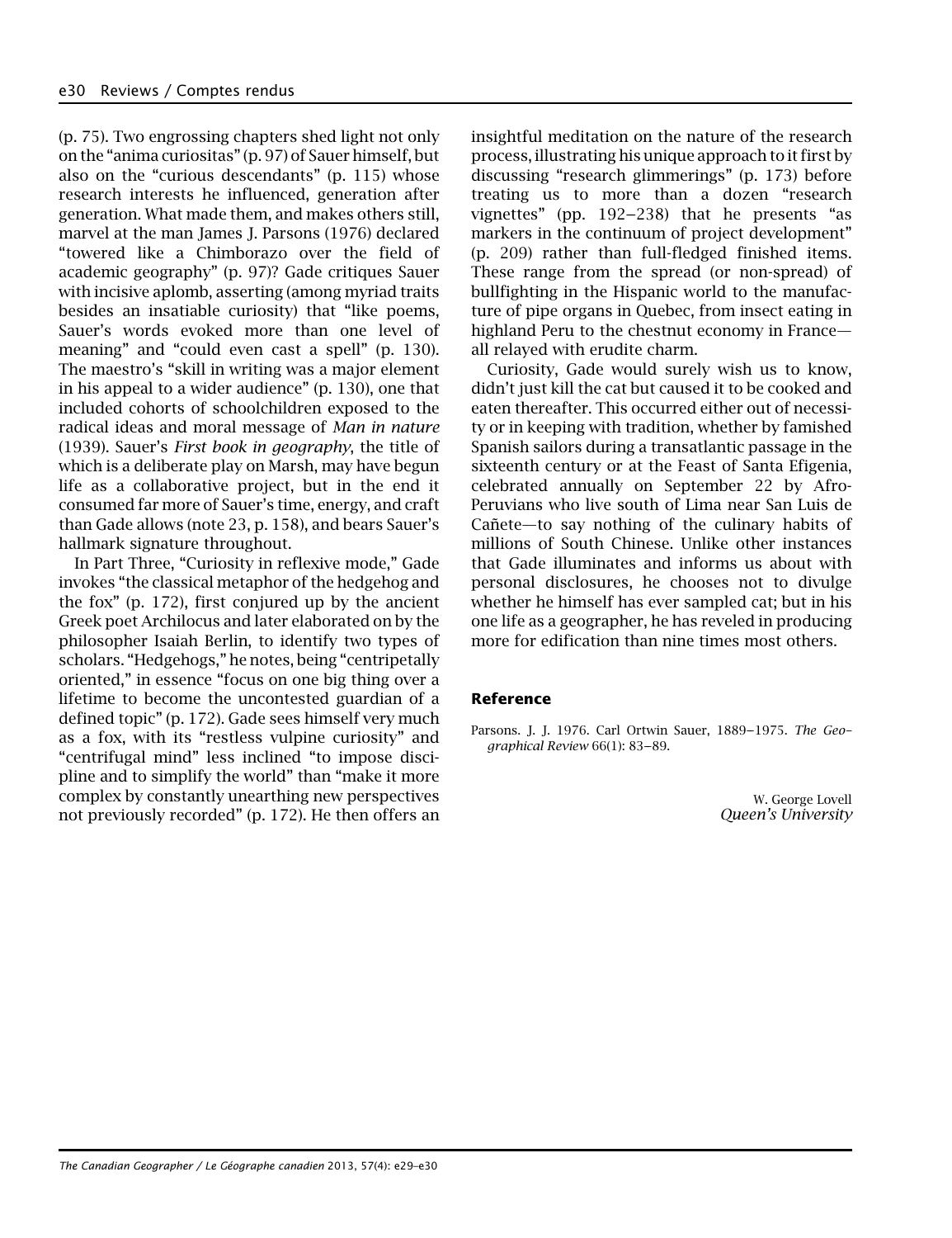(p. 75). Two engrossing chapters shed light not only on the "anima curiositas" (p. 97) of Sauer himself, but also on the "curious descendants" (p. 115) whose research interests he influenced, generation after generation. What made them, and makes others still, marvel at the man James J. Parsons (1976) declared "towered like a Chimborazo over the field of academic geography" (p. 97)? Gade critiques Sauer with incisive aplomb, asserting (among myriad traits besides an insatiable curiosity) that "like poems, Sauer's words evoked more than one level of meaning" and "could even cast a spell" (p. 130). The maestro's "skill in writing was a major element in his appeal to a wider audience" (p. 130), one that included cohorts of schoolchildren exposed to the radical ideas and moral message of *Man in nature* (1939). Sauer's *First book in geography*, the title of which is a deliberate play on Marsh, may have begun life as a collaborative project, but in the end it consumed far more of Sauer's time, energy, and craft than Gade allows (note 23, p. 158), and bears Sauer's hallmark signature throughout.

In Part Three, "Curiosity in reflexive mode," Gade invokes "the classical metaphor of the hedgehog and the fox" (p. 172), first conjured up by the ancient Greek poet Archilocus and later elaborated on by the philosopher Isaiah Berlin, to identify two types of scholars. "Hedgehogs," he notes, being "centripetally oriented," in essence "focus on one big thing over a lifetime to become the uncontested guardian of a defined topic" (p. 172). Gade sees himself very much as a fox, with its "restless vulpine curiosity" and "centrifugal mind" less inclined "to impose discipline and to simplify the world" than "make it more complex by constantly unearthing new perspectives not previously recorded" (p. 172). He then offers an insightful meditation on the nature of the research process, illustrating his unique approach to it first by discussing "research glimmerings" (p. 173) before treating us to more than a dozen "research vignettes" (pp. 192–238) that he presents "as markers in the continuum of project development" (p. 209) rather than full-fledged finished items. These range from the spread (or non-spread) of bullfighting in the Hispanic world to the manufacture of pipe organs in Quebec, from insect eating in highland Peru to the chestnut economy in France—all relayed with erudite charm.

Curiosity, Gade would surely wish us to know, didn't just kill the cat but caused it to be cooked and eaten thereafter. This occurred either out of necessity or in keeping with tradition, whether by famished Spanish sailors during a transatlantic passage in the sixteenth century or at the Feast of Santa Efigenia, celebrated annually on September 22 by Afro-Peruvians who live south of Lima near San Luis de Cañete—to say nothing of the culinary habits of millions of South Chinese. Unlike other instances that Gade illuminates and informs us about with personal disclosures, he chooses not to divulge whether he himself has ever sampled cat; but in his one life as a geographer, he has reveled in producing more for edification than nine times most others.

## Reference

Parsons. J. J. 1976. Carl Ortwin Sauer, 1889–1975. *The Geographical Review* 66(1): 83–89.

W. George Lovell
*Queen's University*